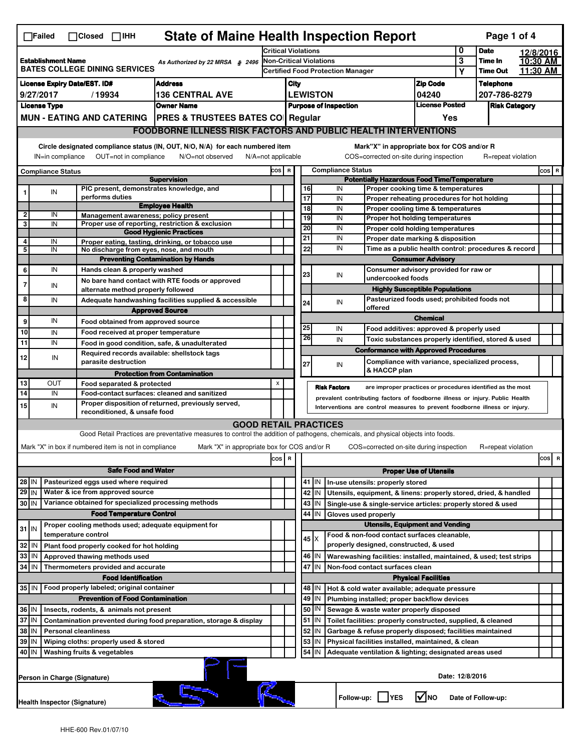☐Failed ☐Closed ☐IHH

# State of Maine Health Inspection Report

| | | | | | |
|---|---|---|---|---|---|
| **Establishment Name** BATES COLLEGE DINING SERVICES | As Authorized by 22 MRSA § 2496 | Critical Violations | 0 | **Date** | 12/8/2016 |
| | | Non-Critical Violations | 3 | **Time In** | 10:30 AM |
| | | Certified Food Protection Manager | Y | **Time Out** | 11:30 AM |

| License Expiry Date/EST. ID# | Address | City | Zip Code | Telephone |
|---|---|---|---|---|
| 9/27/2017 / 19934 | 136 CENTRAL AVE | LEWISTON | 04240 | 207-786-8279 |

| License Type | Owner Name | Purpose of Inspection | License Posted | Risk Category |
|---|---|---|---|---|
| MUN - EATING AND CATERING | PRES & TRUSTEES BATES CO | Regular | Yes | |

## FOODBORNE ILLNESS RISK FACTORS AND PUBLIC HEALTH INTERVENTIONS

Circle designated compliance status (IN, OUT, N/O, N/A) for each numbered item — IN=in compliance, OUT=not in compliance, N/O=not observed, N/A=not applicable

Mark "X" in appropriate box for COS and/or R — COS=corrected on-site during inspection, R=repeat violation

| # | Compliance Status | Item | COS | R |
|---|---|---|---|---|
| | | **Supervision** | | |
| 1 | IN | PIC present, demonstrates knowledge, and performs duties | | |
| | | **Employee Health** | | |
| 2 | IN | Management awareness; policy present | | |
| 3 | IN | Proper use of reporting, restriction & exclusion | | |
| | | **Good Hygienic Practices** | | |
| 4 | IN | Proper eating, tasting, drinking, or tobacco use | | |
| 5 | IN | No discharge from eyes, nose, and mouth | | |
| | | **Preventing Contamination by Hands** | | |
| 6 | IN | Hands clean & properly washed | | |
| 7 | IN | No bare hand contact with RTE foods or approved alternate method properly followed | | |
| 8 | IN | Adequate handwashing facilities supplied & accessible | | |
| | | **Approved Source** | | |
| 9 | IN | Food obtained from approved source | | |
| 10 | IN | Food received at proper temperature | | |
| 11 | IN | Food in good condition, safe, & unadulterated | | |
| 12 | IN | Required records available: shellstock tags parasite destruction | | |
| | | **Protection from Contamination** | | |
| 13 | OUT | Food separated & protected | X | |
| 14 | IN | Food-contact surfaces: cleaned and sanitized | | |
| 15 | IN | Proper disposition of returned, previously served, reconditioned, & unsafe food | | |
| | | **Potentially Hazardous Food Time/Temperature** | | |
| 16 | IN | Proper cooking time & temperatures | | |
| 17 | IN | Proper reheating procedures for hot holding | | |
| 18 | IN | Proper cooling time & temperatures | | |
| 19 | IN | Proper hot holding temperatures | | |
| 20 | IN | Proper cold holding temperatures | | |
| 21 | IN | Proper date marking & disposition | | |
| 22 | IN | Time as a public health control: procedures & record | | |
| | | **Consumer Advisory** | | |
| 23 | IN | Consumer advisory provided for raw or undercooked foods | | |
| | | **Highly Susceptible Populations** | | |
| 24 | IN | Pasteurized foods used; prohibited foods not offered | | |
| | | **Chemical** | | |
| 25 | IN | Food additives: approved & properly used | | |
| 26 | IN | Toxic substances properly identified, stored & used | | |
| | | **Conformance with Approved Procedures** | | |
| 27 | IN | Compliance with variance, specialized process, & HACCP plan | | |

**Risk Factors** are improper practices or procedures identified as the most prevalent contributing factors of foodborne illness or injury. Public Health Interventions are control measures to prevent foodborne illness or injury.

## GOOD RETAIL PRACTICES

Good Retail Practices are preventative measures to control the addition of pathogens, chemicals, and physical objects into foods.

Mark "X" in box if numbered item is not in compliance — Mark "X" in appropriate box for COS and/or R — COS=corrected on-site during inspection, R=repeat violation

| # | Status | Item | COS | R |
|---|---|---|---|---|
| | | **Safe Food and Water** | | |
| 28 | IN | Pasteurized eggs used where required | | |
| 29 | IN | Water & ice from approved source | | |
| 30 | IN | Variance obtained for specialized processing methods | | |
| | | **Food Temperature Control** | | |
| 31 | IN | Proper cooling methods used; adequate equipment for temperature control | | |
| 32 | IN | Plant food properly cooked for hot holding | | |
| 33 | IN | Approved thawing methods used | | |
| 34 | IN | Thermometers provided and accurate | | |
| | | **Food Identification** | | |
| 35 | IN | Food properly labeled; original container | | |
| | | **Prevention of Food Contamination** | | |
| 36 | IN | Insects, rodents, & animals not present | | |
| 37 | IN | Contamination prevented during food preparation, storage & display | | |
| 38 | IN | Personal cleanliness | | |
| 39 | IN | Wiping cloths: properly used & stored | | |
| 40 | IN | Washing fruits & vegetables | | |
| | | **Proper Use of Utensils** | | |
| 41 | IN | In-use utensils: properly stored | | |
| 42 | IN | Utensils, equipment, & linens: properly stored, dried, & handled | | |
| 43 | IN | Single-use & single-service articles: properly stored & used | | |
| 44 | IN | Gloves used properly | | |
| | | **Utensils, Equipment and Vending** | | |
| 45 | X | Food & non-food contact surfaces cleanable, properly designed, constructed, & used | | |
| 46 | IN | Warewashing facilities: installed, maintained, & used; test strips | | |
| 47 | IN | Non-food contact surfaces clean | | |
| | | **Physical Facilities** | | |
| 48 | IN | Hot & cold water available; adequate pressure | | |
| 49 | IN | Plumbing installed; proper backflow devices | | |
| 50 | IN | Sewage & waste water properly disposed | | |
| 51 | IN | Toilet facilities: properly constructed, supplied, & cleaned | | |
| 52 | IN | Garbage & refuse properly disposed; facilities maintained | | |
| 53 | IN | Physical facilities installed, maintained, & clean | | |
| 54 | IN | Adequate ventilation & lighting; designated areas used | | |

Person in Charge (Signature): PF

Date: 12/8/2016

Health Inspector (Signature): [signature]

Follow-up: ☐ YES ☑ NO Date of Follow-up:

HHE-600 Rev.01/07/10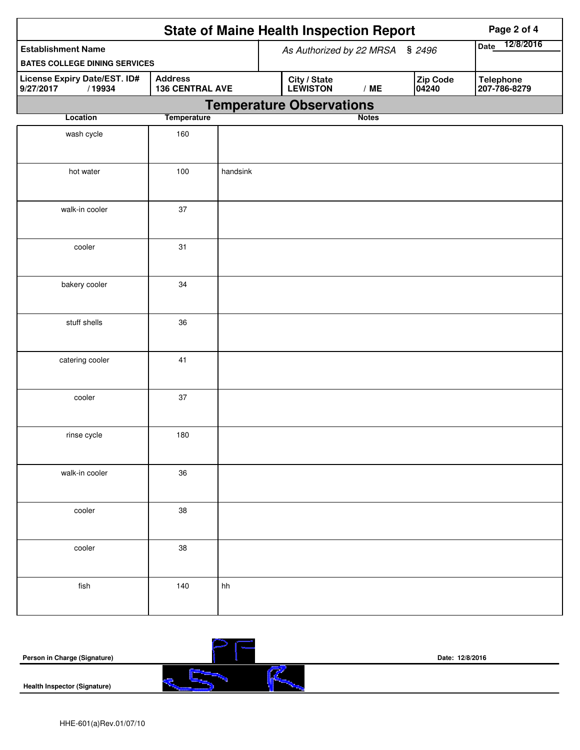# State of Maine Health Inspection Report

| Establishment Name | As Authorized by 22 MRSA § 2496 | | | Date 12/8/2016 |
|---|---|---|---|---|
| BATES COLLEGE DINING SERVICES | | | | |
| **License Expiry Date/EST. ID#** 9/27/2017 / 19934 | **Address** 136 CENTRAL AVE | **City / State** LEWISTON / ME | **Zip Code** 04240 | **Telephone** 207-786-8279 |

## Temperature Observations

| Location | Temperature | Notes |
|---|---|---|
| wash cycle | 160 | |
| hot water | 100 | handsink |
| walk-in cooler | 37 | |
| cooler | 31 | |
| bakery cooler | 34 | |
| stuff shells | 36 | |
| catering cooler | 41 | |
| cooler | 37 | |
| rinse cycle | 180 | |
| walk-in cooler | 36 | |
| cooler | 38 | |
| cooler | 38 | |
| fish | 140 | hh |

**Person in Charge (Signature)**

**Date: 12/8/2016**

**Health Inspector (Signature)**

HHE-601(a)Rev.01/07/10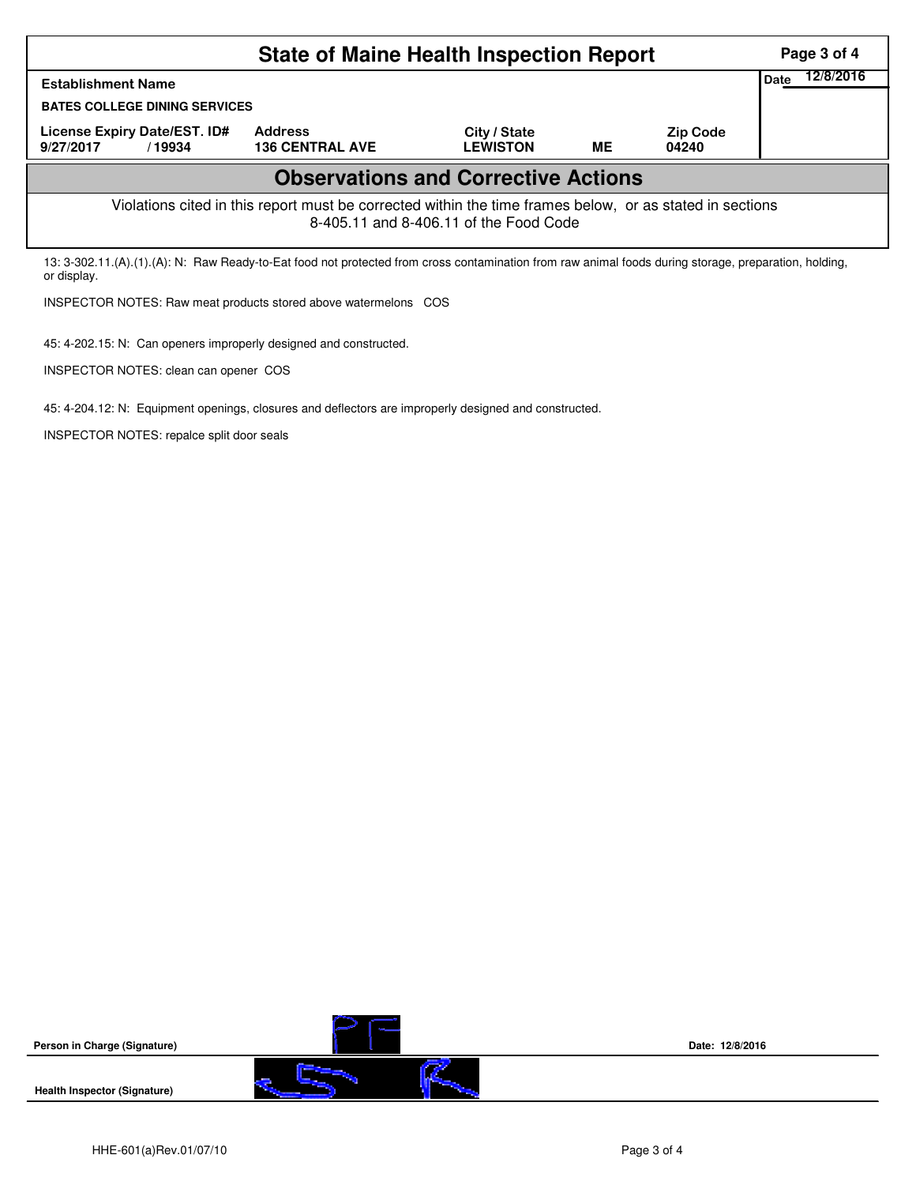# State of Maine Health Inspection Report

| Establishment Name | | | | | Date 12/8/2016 |
|---|---|---|---|---|---|
| BATES COLLEGE DINING SERVICES | | | | | |
| License Expiry Date/EST. ID# | Address | City / State | | Zip Code | |
| 9/27/2017 / 19934 | 136 CENTRAL AVE | LEWISTON | ME | 04240 | |

## Observations and Corrective Actions

Violations cited in this report must be corrected within the time frames below, or as stated in sections 8-405.11 and 8-406.11 of the Food Code

13: 3-302.11.(A).(1).(A): N: Raw Ready-to-Eat food not protected from cross contamination from raw animal foods during storage, preparation, holding, or display.

INSPECTOR NOTES: Raw meat products stored above watermelons COS

45: 4-202.15: N: Can openers improperly designed and constructed.

INSPECTOR NOTES: clean can opener COS

45: 4-204.12: N: Equipment openings, closures and deflectors are improperly designed and constructed.

INSPECTOR NOTES: repalce split door seals

**Person in Charge (Signature)** PF **Date:** 12/8/2016

**Health Inspector (Signature)**

HHE-601(a)Rev.01/07/10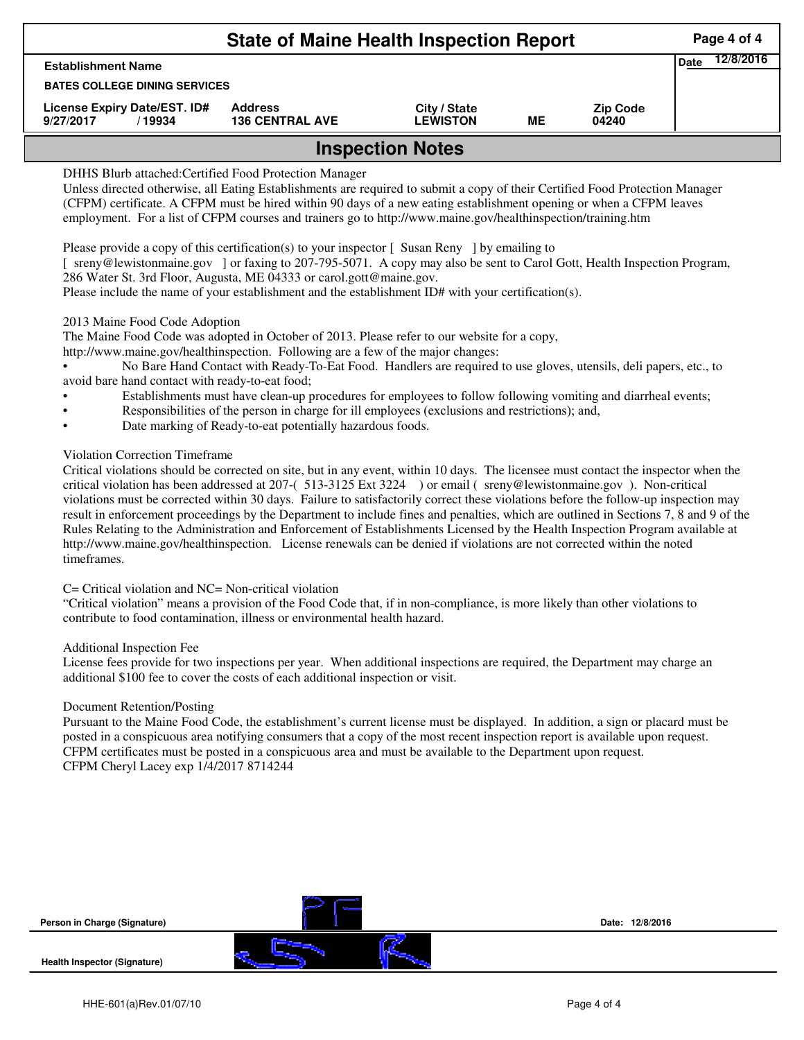# State of Maine Health Inspection Report

| Establishment Name | | | | | Date 12/8/2016 |
|---|---|---|---|---|---|
| BATES COLLEGE DINING SERVICES | | | | | |
| License Expiry Date/EST. ID# | Address | City / State | | Zip Code | |
| 9/27/2017 / 19934 | 136 CENTRAL AVE | LEWISTON | ME | 04240 | |

## Inspection Notes

DHHS Blurb attached:Certified Food Protection Manager

Unless directed otherwise, all Eating Establishments are required to submit a copy of their Certified Food Protection Manager (CFPM) certificate. A CFPM must be hired within 90 days of a new eating establishment opening or when a CFPM leaves employment. For a list of CFPM courses and trainers go to http://www.maine.gov/healthinspection/training.htm

Please provide a copy of this certification(s) to your inspector [ Susan Reny ] by emailing to [ sreny@lewistonmaine.gov ] or faxing to 207-795-5071. A copy may also be sent to Carol Gott, Health Inspection Program, 286 Water St. 3rd Floor, Augusta, ME 04333 or carol.gott@maine.gov.

Please include the name of your establishment and the establishment ID# with your certification(s).

2013 Maine Food Code Adoption

The Maine Food Code was adopted in October of 2013. Please refer to our website for a copy, http://www.maine.gov/healthinspection. Following are a few of the major changes:

- No Bare Hand Contact with Ready-To-Eat Food. Handlers are required to use gloves, utensils, deli papers, etc., to avoid bare hand contact with ready-to-eat food;
- Establishments must have clean-up procedures for employees to follow following vomiting and diarrheal events;
- Responsibilities of the person in charge for ill employees (exclusions and restrictions); and,
- Date marking of Ready-to-eat potentially hazardous foods.

Violation Correction Timeframe

Critical violations should be corrected on site, but in any event, within 10 days. The licensee must contact the inspector when the critical violation has been addressed at 207-( 513-3125 Ext 3224 ) or email ( sreny@lewistonmaine.gov ). Non-critical violations must be corrected within 30 days. Failure to satisfactorily correct these violations before the follow-up inspection may result in enforcement proceedings by the Department to include fines and penalties, which are outlined in Sections 7, 8 and 9 of the Rules Relating to the Administration and Enforcement of Establishments Licensed by the Health Inspection Program available at http://www.maine.gov/healthinspection. License renewals can be denied if violations are not corrected within the noted timeframes.

C= Critical violation and NC= Non-critical violation

"Critical violation" means a provision of the Food Code that, if in non-compliance, is more likely than other violations to contribute to food contamination, illness or environmental health hazard.

Additional Inspection Fee

License fees provide for two inspections per year. When additional inspections are required, the Department may charge an additional $100 fee to cover the costs of each additional inspection or visit.

Document Retention/Posting

Pursuant to the Maine Food Code, the establishment's current license must be displayed. In addition, a sign or placard must be posted in a conspicuous area notifying consumers that a copy of the most recent inspection report is available upon request. CFPM certificates must be posted in a conspicuous area and must be available to the Department upon request.

CFPM Cheryl Lacey exp 1/4/2017 8714244

**Person in Charge (Signature)** PF **Date:** 12/8/2016

**Health Inspector (Signature)** SR

HHE-601(a)Rev.01/07/10